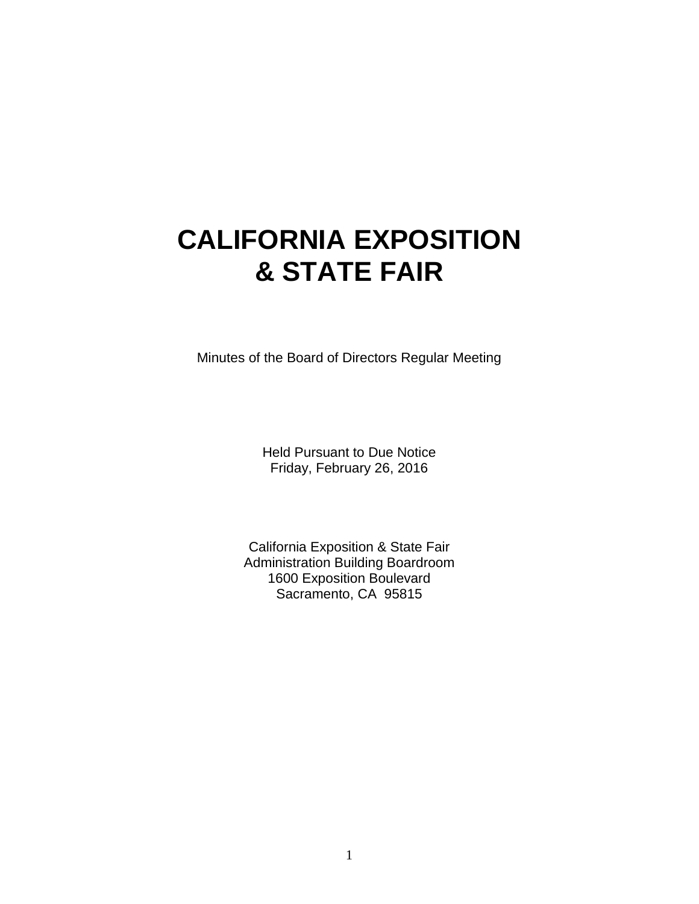# CALIFORNIA EXPOSITION & STATE FAIR

Minutes of the Board of Directors Regular Meeting

Held Pursuant to Due Notice
Friday, February 26, 2016

California Exposition & State Fair
Administration Building Boardroom
1600 Exposition Boulevard
Sacramento, CA 95815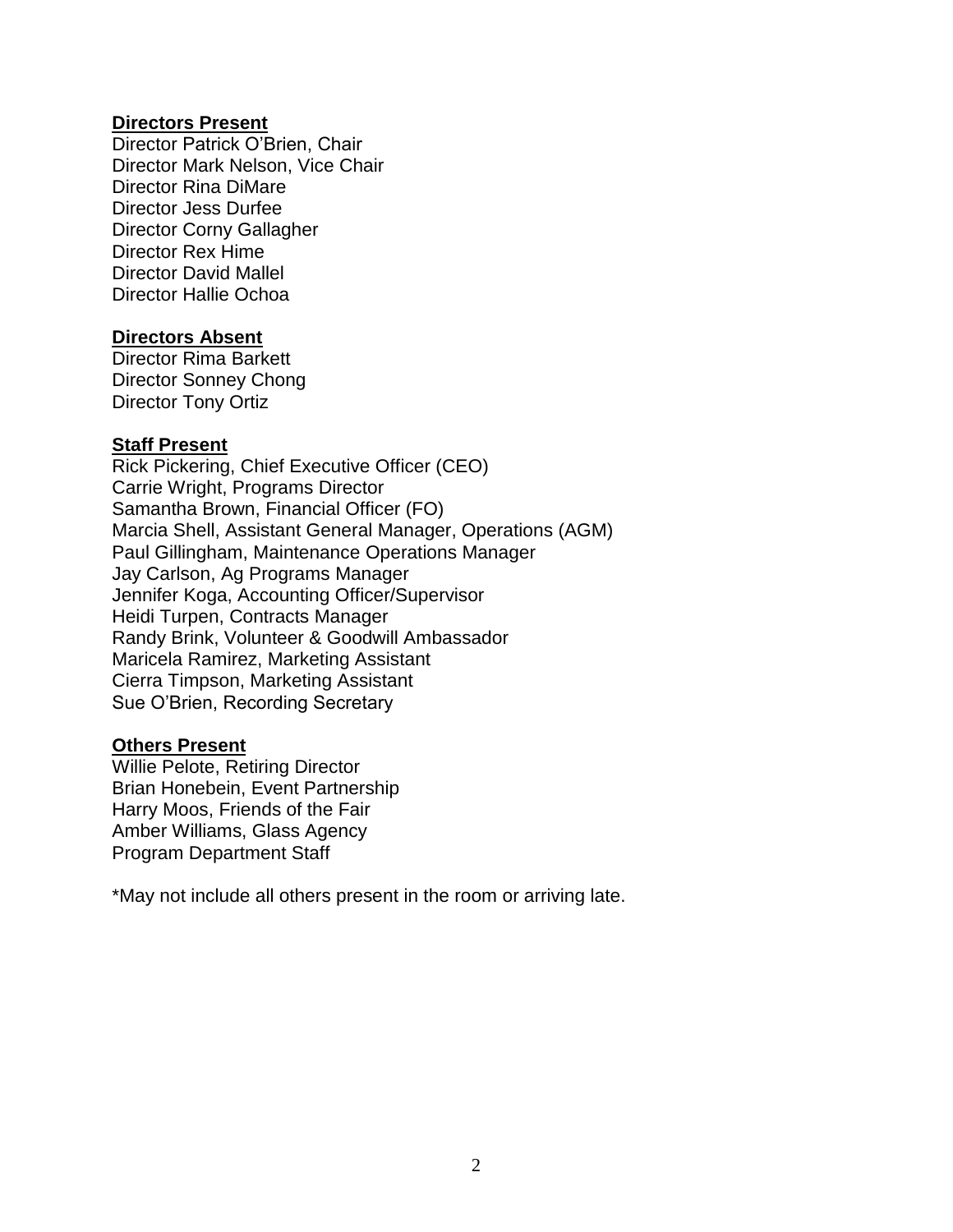**Directors Present**

Director Patrick O'Brien, Chair
Director Mark Nelson, Vice Chair
Director Rina DiMare
Director Jess Durfee
Director Corny Gallagher
Director Rex Hime
Director David Mallel
Director Hallie Ochoa

**Directors Absent**

Director Rima Barkett
Director Sonney Chong
Director Tony Ortiz

**Staff Present**

Rick Pickering, Chief Executive Officer (CEO)
Carrie Wright, Programs Director
Samantha Brown, Financial Officer (FO)
Marcia Shell, Assistant General Manager, Operations (AGM)
Paul Gillingham, Maintenance Operations Manager
Jay Carlson, Ag Programs Manager
Jennifer Koga, Accounting Officer/Supervisor
Heidi Turpen, Contracts Manager
Randy Brink, Volunteer & Goodwill Ambassador
Maricela Ramirez, Marketing Assistant
Cierra Timpson, Marketing Assistant
Sue O'Brien, Recording Secretary

**Others Present**

Willie Pelote, Retiring Director
Brian Honebein, Event Partnership
Harry Moos, Friends of the Fair
Amber Williams, Glass Agency
Program Department Staff

*May not include all others present in the room or arriving late.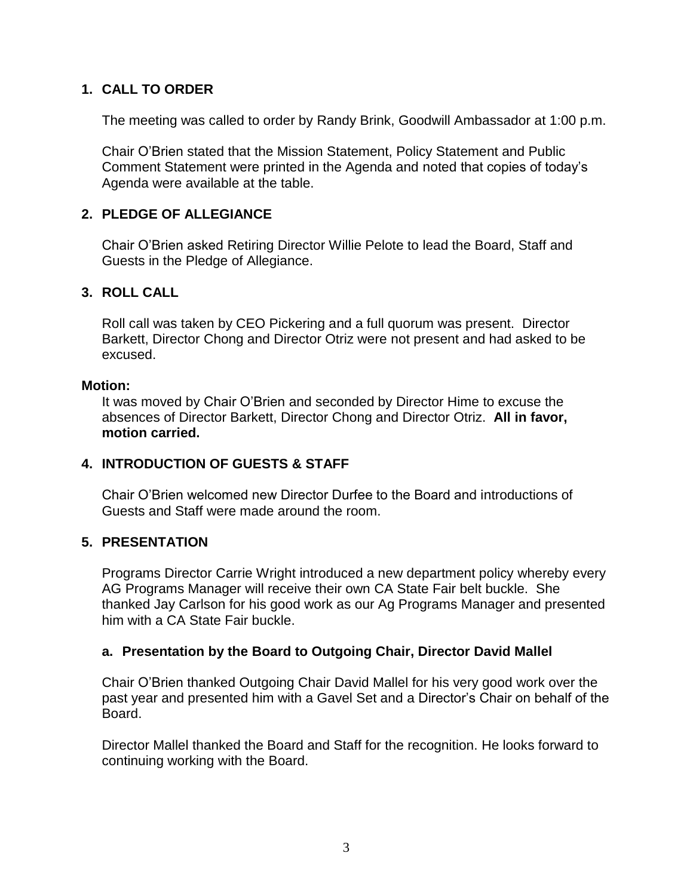## 1. CALL TO ORDER

The meeting was called to order by Randy Brink, Goodwill Ambassador at 1:00 p.m.

Chair O'Brien stated that the Mission Statement, Policy Statement and Public Comment Statement were printed in the Agenda and noted that copies of today's Agenda were available at the table.

## 2. PLEDGE OF ALLEGIANCE

Chair O'Brien asked Retiring Director Willie Pelote to lead the Board, Staff and Guests in the Pledge of Allegiance.

## 3. ROLL CALL

Roll call was taken by CEO Pickering and a full quorum was present. Director Barkett, Director Chong and Director Otriz were not present and had asked to be excused.

**Motion:**

It was moved by Chair O'Brien and seconded by Director Hime to excuse the absences of Director Barkett, Director Chong and Director Otriz. **All in favor, motion carried.**

## 4. INTRODUCTION OF GUESTS & STAFF

Chair O'Brien welcomed new Director Durfee to the Board and introductions of Guests and Staff were made around the room.

## 5. PRESENTATION

Programs Director Carrie Wright introduced a new department policy whereby every AG Programs Manager will receive their own CA State Fair belt buckle. She thanked Jay Carlson for his good work as our Ag Programs Manager and presented him with a CA State Fair buckle.

### a. Presentation by the Board to Outgoing Chair, Director David Mallel

Chair O'Brien thanked Outgoing Chair David Mallel for his very good work over the past year and presented him with a Gavel Set and a Director's Chair on behalf of the Board.

Director Mallel thanked the Board and Staff for the recognition. He looks forward to continuing working with the Board.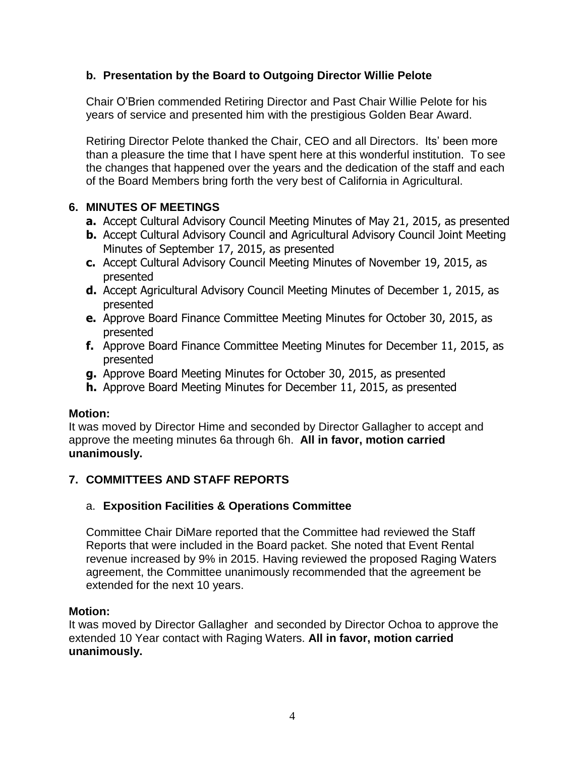**b. Presentation by the Board to Outgoing Director Willie Pelote**

Chair O'Brien commended Retiring Director and Past Chair Willie Pelote for his years of service and presented him with the prestigious Golden Bear Award.

Retiring Director Pelote thanked the Chair, CEO and all Directors. Its' been more than a pleasure the time that I have spent here at this wonderful institution. To see the changes that happened over the years and the dedication of the staff and each of the Board Members bring forth the very best of California in Agricultural.

## 6. MINUTES OF MEETINGS

- **a.** Accept Cultural Advisory Council Meeting Minutes of May 21, 2015, as presented
- **b.** Accept Cultural Advisory Council and Agricultural Advisory Council Joint Meeting Minutes of September 17, 2015, as presented
- **c.** Accept Cultural Advisory Council Meeting Minutes of November 19, 2015, as presented
- **d.** Accept Agricultural Advisory Council Meeting Minutes of December 1, 2015, as presented
- **e.** Approve Board Finance Committee Meeting Minutes for October 30, 2015, as presented
- **f.** Approve Board Finance Committee Meeting Minutes for December 11, 2015, as presented
- **g.** Approve Board Meeting Minutes for October 30, 2015, as presented
- **h.** Approve Board Meeting Minutes for December 11, 2015, as presented

**Motion:**
It was moved by Director Hime and seconded by Director Gallagher to accept and approve the meeting minutes 6a through 6h. **All in favor, motion carried unanimously.**

## 7. COMMITTEES AND STAFF REPORTS

a. **Exposition Facilities & Operations Committee**

Committee Chair DiMare reported that the Committee had reviewed the Staff Reports that were included in the Board packet. She noted that Event Rental revenue increased by 9% in 2015. Having reviewed the proposed Raging Waters agreement, the Committee unanimously recommended that the agreement be extended for the next 10 years.

**Motion:**
It was moved by Director Gallagher and seconded by Director Ochoa to approve the extended 10 Year contact with Raging Waters. **All in favor, motion carried unanimously.**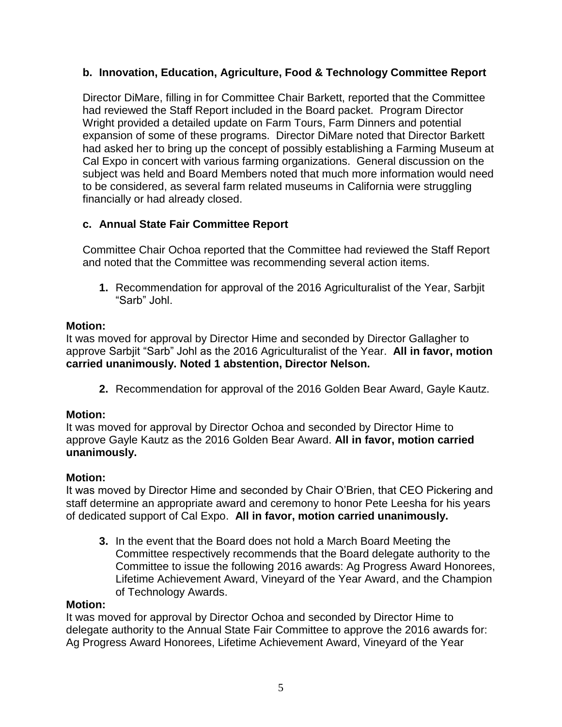**b. Innovation, Education, Agriculture, Food & Technology Committee Report**

Director DiMare, filling in for Committee Chair Barkett, reported that the Committee had reviewed the Staff Report included in the Board packet. Program Director Wright provided a detailed update on Farm Tours, Farm Dinners and potential expansion of some of these programs. Director DiMare noted that Director Barkett had asked her to bring up the concept of possibly establishing a Farming Museum at Cal Expo in concert with various farming organizations. General discussion on the subject was held and Board Members noted that much more information would need to be considered, as several farm related museums in California were struggling financially or had already closed.

**c. Annual State Fair Committee Report**

Committee Chair Ochoa reported that the Committee had reviewed the Staff Report and noted that the Committee was recommending several action items.

**1.** Recommendation for approval of the 2016 Agriculturalist of the Year, Sarbjit "Sarb" Johl.

**Motion:**
It was moved for approval by Director Hime and seconded by Director Gallagher to approve Sarbjit "Sarb" Johl as the 2016 Agriculturalist of the Year. **All in favor, motion carried unanimously. Noted 1 abstention, Director Nelson.**

**2.** Recommendation for approval of the 2016 Golden Bear Award, Gayle Kautz.

**Motion:**
It was moved for approval by Director Ochoa and seconded by Director Hime to approve Gayle Kautz as the 2016 Golden Bear Award. **All in favor, motion carried unanimously.**

**Motion:**
It was moved by Director Hime and seconded by Chair O'Brien, that CEO Pickering and staff determine an appropriate award and ceremony to honor Pete Leesha for his years of dedicated support of Cal Expo. **All in favor, motion carried unanimously.**

**3.** In the event that the Board does not hold a March Board Meeting the Committee respectively recommends that the Board delegate authority to the Committee to issue the following 2016 awards: Ag Progress Award Honorees, Lifetime Achievement Award, Vineyard of the Year Award, and the Champion of Technology Awards.

**Motion:**
It was moved for approval by Director Ochoa and seconded by Director Hime to delegate authority to the Annual State Fair Committee to approve the 2016 awards for: Ag Progress Award Honorees, Lifetime Achievement Award, Vineyard of the Year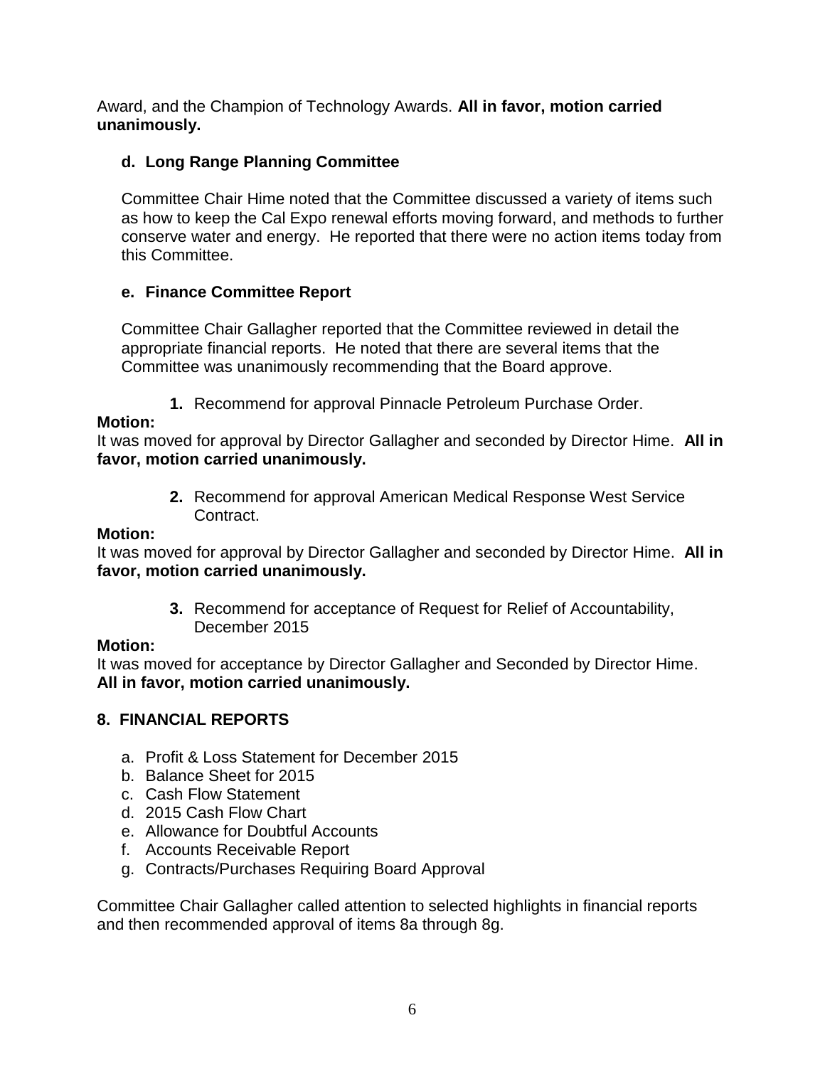Award, and the Champion of Technology Awards. **All in favor, motion carried unanimously.**

### d. Long Range Planning Committee

Committee Chair Hime noted that the Committee discussed a variety of items such as how to keep the Cal Expo renewal efforts moving forward, and methods to further conserve water and energy. He reported that there were no action items today from this Committee.

### e. Finance Committee Report

Committee Chair Gallagher reported that the Committee reviewed in detail the appropriate financial reports. He noted that there are several items that the Committee was unanimously recommending that the Board approve.

**1.** Recommend for approval Pinnacle Petroleum Purchase Order.

**Motion:**
It was moved for approval by Director Gallagher and seconded by Director Hime. **All in favor, motion carried unanimously.**

**2.** Recommend for approval American Medical Response West Service Contract.

**Motion:**
It was moved for approval by Director Gallagher and seconded by Director Hime. **All in favor, motion carried unanimously.**

**3.** Recommend for acceptance of Request for Relief of Accountability, December 2015

**Motion:**
It was moved for acceptance by Director Gallagher and Seconded by Director Hime. **All in favor, motion carried unanimously.**

## 8. FINANCIAL REPORTS

a. Profit & Loss Statement for December 2015
b. Balance Sheet for 2015
c. Cash Flow Statement
d. 2015 Cash Flow Chart
e. Allowance for Doubtful Accounts
f. Accounts Receivable Report
g. Contracts/Purchases Requiring Board Approval

Committee Chair Gallagher called attention to selected highlights in financial reports and then recommended approval of items 8a through 8g.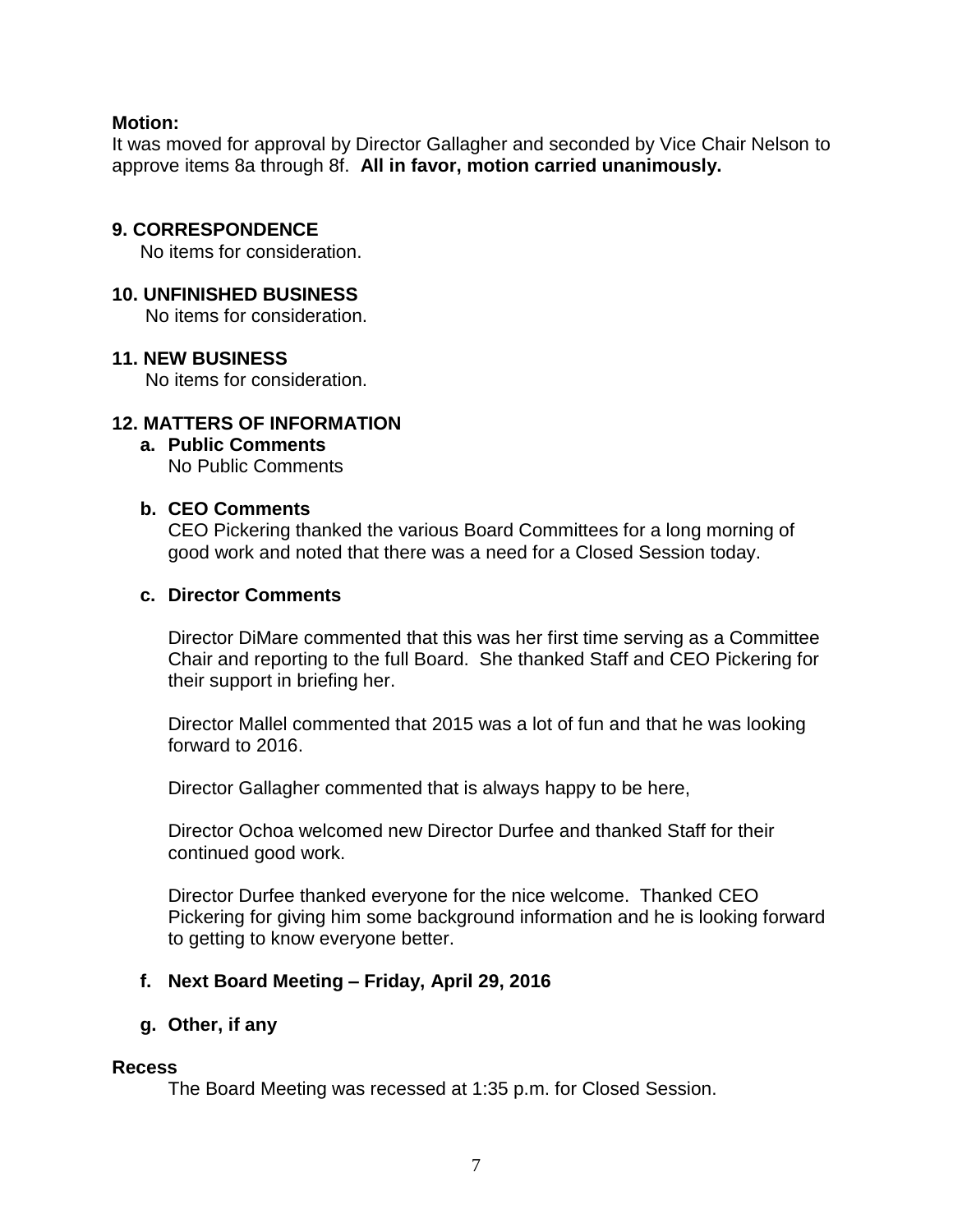**Motion:**
It was moved for approval by Director Gallagher and seconded by Vice Chair Nelson to approve items 8a through 8f. **All in favor, motion carried unanimously.**

## 9. CORRESPONDENCE

No items for consideration.

## 10. UNFINISHED BUSINESS

No items for consideration.

## 11. NEW BUSINESS

No items for consideration.

## 12. MATTERS OF INFORMATION

**a. Public Comments**

No Public Comments

**b. CEO Comments**

CEO Pickering thanked the various Board Committees for a long morning of good work and noted that there was a need for a Closed Session today.

**c. Director Comments**

Director DiMare commented that this was her first time serving as a Committee Chair and reporting to the full Board. She thanked Staff and CEO Pickering for their support in briefing her.

Director Mallel commented that 2015 was a lot of fun and that he was looking forward to 2016.

Director Gallagher commented that is always happy to be here,

Director Ochoa welcomed new Director Durfee and thanked Staff for their continued good work.

Director Durfee thanked everyone for the nice welcome. Thanked CEO Pickering for giving him some background information and he is looking forward to getting to know everyone better.

**f. Next Board Meeting – Friday, April 29, 2016**

**g. Other, if any**

**Recess**

The Board Meeting was recessed at 1:35 p.m. for Closed Session.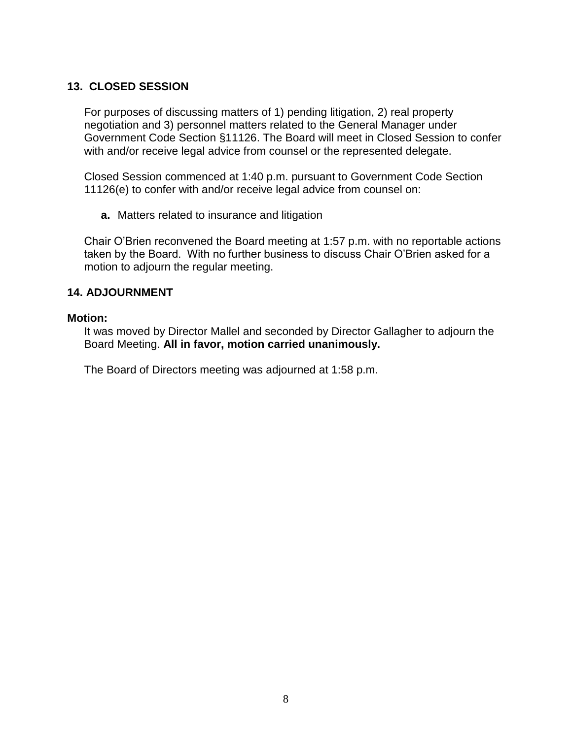## 13. CLOSED SESSION

For purposes of discussing matters of 1) pending litigation, 2) real property negotiation and 3) personnel matters related to the General Manager under Government Code Section §11126. The Board will meet in Closed Session to confer with and/or receive legal advice from counsel or the represented delegate.

Closed Session commenced at 1:40 p.m. pursuant to Government Code Section 11126(e) to confer with and/or receive legal advice from counsel on:

**a.** Matters related to insurance and litigation

Chair O'Brien reconvened the Board meeting at 1:57 p.m. with no reportable actions taken by the Board. With no further business to discuss Chair O'Brien asked for a motion to adjourn the regular meeting.

## 14. ADJOURNMENT

**Motion:**

It was moved by Director Mallel and seconded by Director Gallagher to adjourn the Board Meeting. **All in favor, motion carried unanimously.**

The Board of Directors meeting was adjourned at 1:58 p.m.